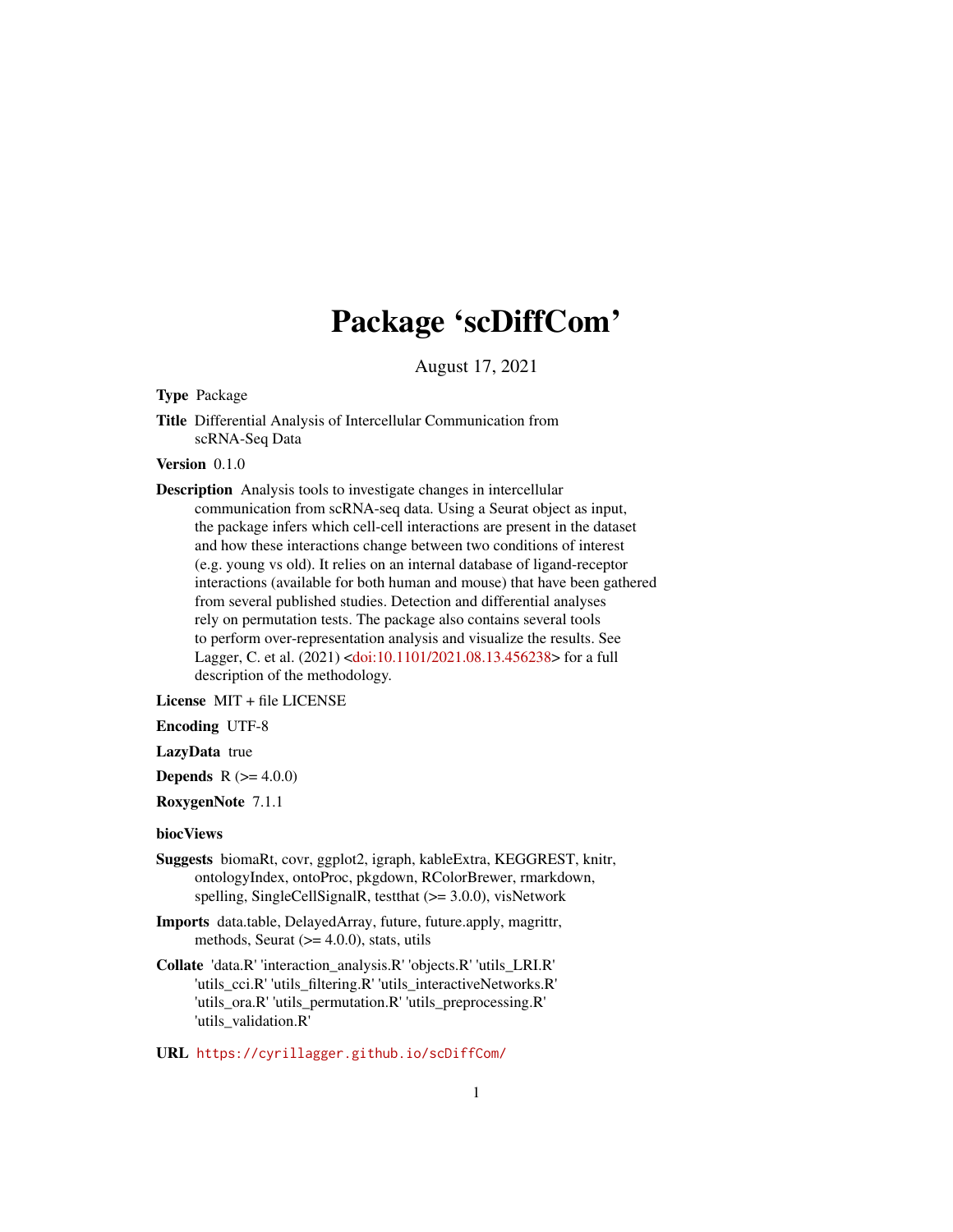# Package 'scDiffCom'

August 17, 2021

**Type** Package

**Title** Differential Analysis of Intercellular Communication from scRNA-Seq Data

**Version** 0.1.0

**Description** Analysis tools to investigate changes in intercellular communication from scRNA-seq data. Using a Seurat object as input, the package infers which cell-cell interactions are present in the dataset and how these interactions change between two conditions of interest (e.g. young vs old). It relies on an internal database of ligand-receptor interactions (available for both human and mouse) that have been gathered from several published studies. Detection and differential analyses rely on permutation tests. The package also contains several tools to perform over-representation analysis and visualize the results. See Lagger, C. et al. (2021) <doi:10.1101/2021.08.13.456238> for a full description of the methodology.

**License** MIT + file LICENSE

**Encoding** UTF-8

**LazyData** true

**Depends** R (>= 4.0.0)

**RoxygenNote** 7.1.1

**biocViews**

**Suggests** biomaRt, covr, ggplot2, igraph, kableExtra, KEGGREST, knitr, ontologyIndex, ontoProc, pkgdown, RColorBrewer, rmarkdown, spelling, SingleCellSignalR, testthat (>= 3.0.0), visNetwork

**Imports** data.table, DelayedArray, future, future.apply, magrittr, methods, Seurat (>= 4.0.0), stats, utils

**Collate** 'data.R' 'interaction_analysis.R' 'objects.R' 'utils_LRI.R' 'utils_cci.R' 'utils_filtering.R' 'utils_interactiveNetworks.R' 'utils_ora.R' 'utils_permutation.R' 'utils_preprocessing.R' 'utils_validation.R'

**URL** https://cyrillagger.github.io/scDiffCom/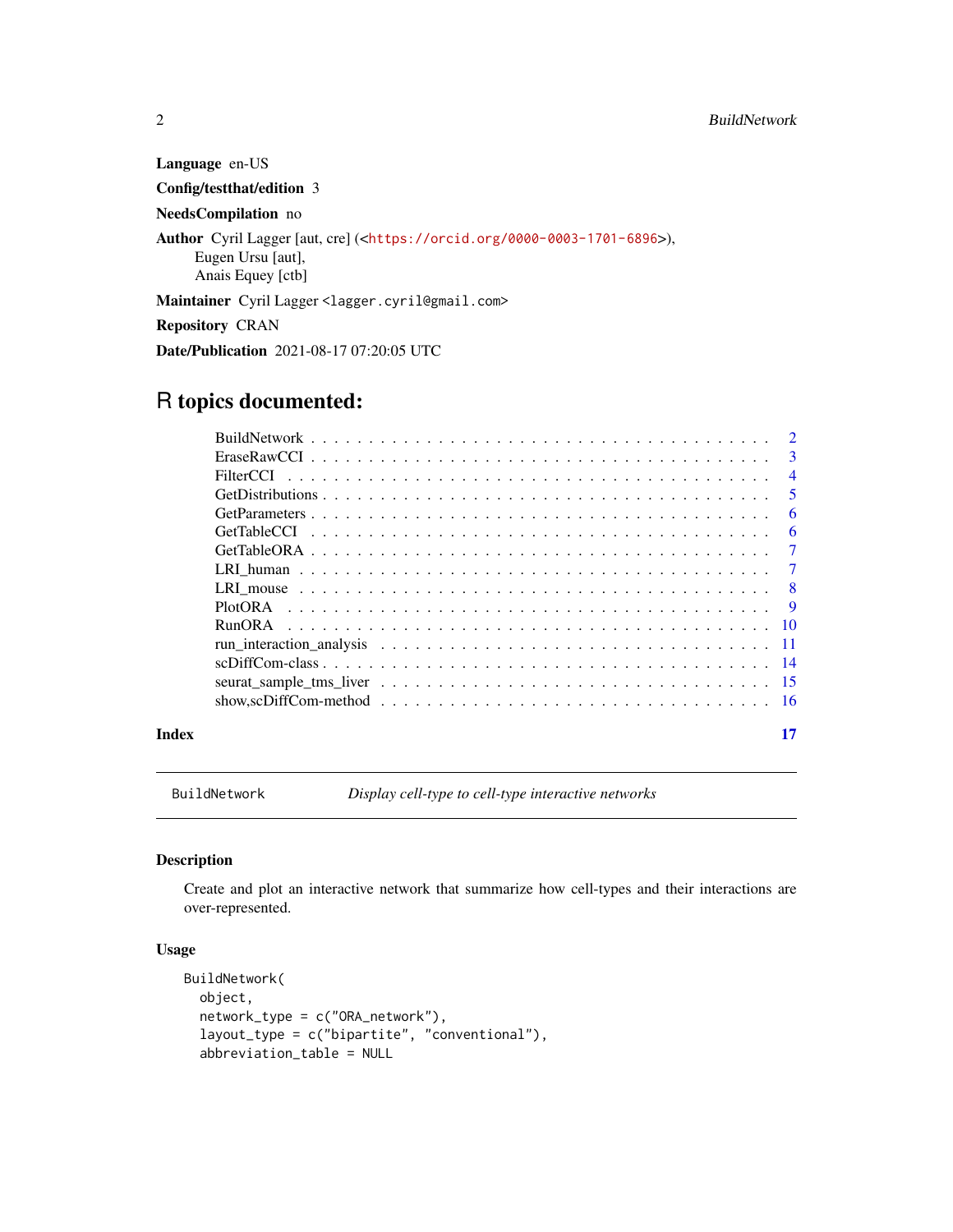**Language** en-US

**Config/testthat/edition** 3

**NeedsCompilation** no

**Author** Cyril Lagger [aut, cre] (<https://orcid.org/0000-0003-1701-6896>),
Eugen Ursu [aut],
Anais Equey [ctb]

**Maintainer** Cyril Lagger <lagger.cyril@gmail.com>

**Repository** CRAN

**Date/Publication** 2021-08-17 07:20:05 UTC

# R topics documented:

- BuildNetwork . . . . . . . . . . . . . . . . . . . . . . . . . . . . . . . . . . . . 2
- EraseRawCCI . . . . . . . . . . . . . . . . . . . . . . . . . . . . . . . . . . . . 3
- FilterCCI . . . . . . . . . . . . . . . . . . . . . . . . . . . . . . . . . . . . 4
- GetDistributions . . . . . . . . . . . . . . . . . . . . . . . . . . . . . . . . . . . . 5
- GetParameters . . . . . . . . . . . . . . . . . . . . . . . . . . . . . . . . . . . . 6
- GetTableCCI . . . . . . . . . . . . . . . . . . . . . . . . . . . . . . . . . . . . 6
- GetTableORA . . . . . . . . . . . . . . . . . . . . . . . . . . . . . . . . . . . . 7
- LRI_human . . . . . . . . . . . . . . . . . . . . . . . . . . . . . . . . . . . . 7
- LRI_mouse . . . . . . . . . . . . . . . . . . . . . . . . . . . . . . . . . . . . 8
- PlotORA . . . . . . . . . . . . . . . . . . . . . . . . . . . . . . . . . . . . 9
- RunORA . . . . . . . . . . . . . . . . . . . . . . . . . . . . . . . . . . . . 10
- run_interaction_analysis . . . . . . . . . . . . . . . . . . . . . . . . . . . . . . . . . . . . 11
- scDiffCom-class . . . . . . . . . . . . . . . . . . . . . . . . . . . . . . . . . . . . 14
- seurat_sample_tms_liver . . . . . . . . . . . . . . . . . . . . . . . . . . . . . . . . . . . . 15
- show,scDiffCom-method . . . . . . . . . . . . . . . . . . . . . . . . . . . . . . . . . . . . 16

**Index** 17

---

`BuildNetwork` *Display cell-type to cell-type interactive networks*

---

### Description

Create and plot an interactive network that summarize how cell-types and their interactions are over-represented.

### Usage

```
BuildNetwork(
  object,
  network_type = c("ORA_network"),
  layout_type = c("bipartite", "conventional"),
  abbreviation_table = NULL
```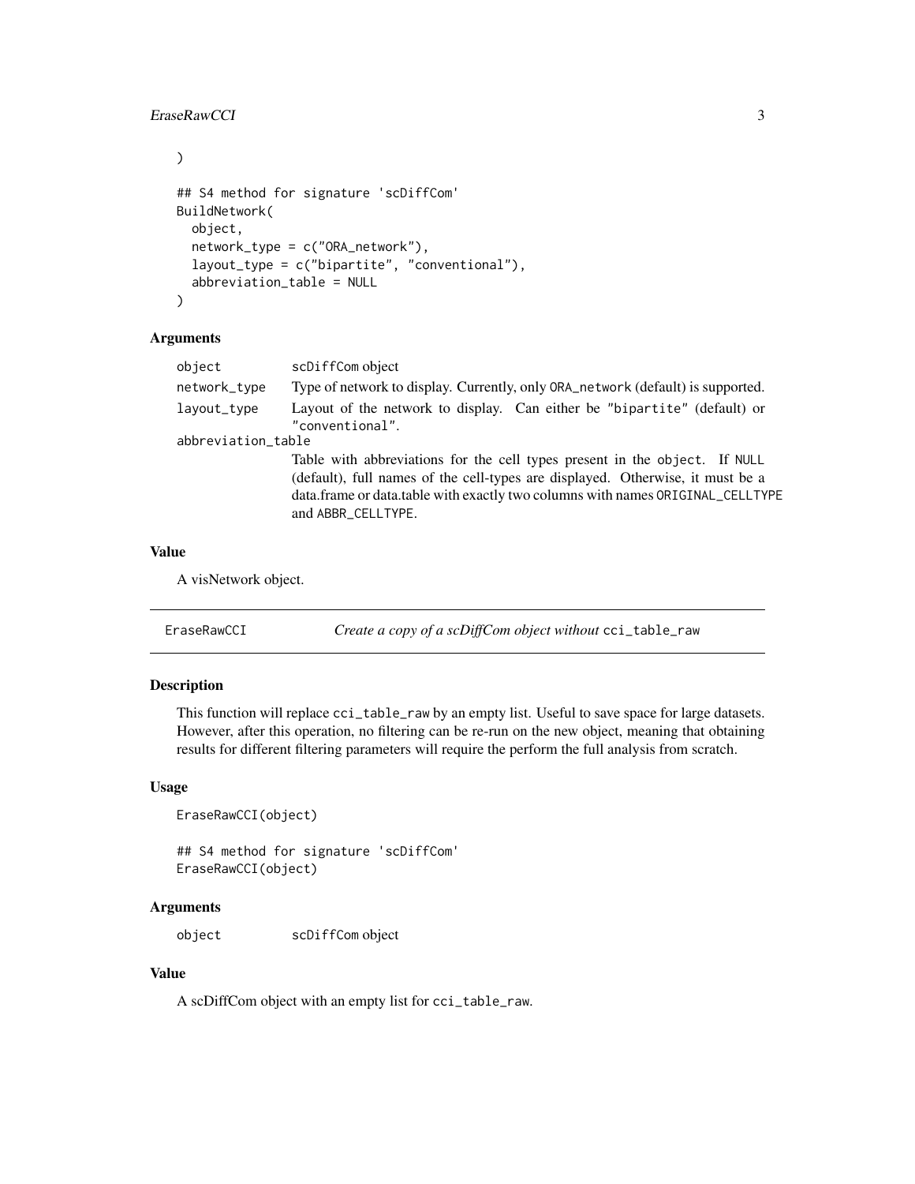```
)

## S4 method for signature 'scDiffCom'
BuildNetwork(
  object,
  network_type = c("ORA_network"),
  layout_type = c("bipartite", "conventional"),
  abbreviation_table = NULL
)
```

### Arguments

| | |
|---|---|
| `object` | `scDiffCom` object |
| `network_type` | Type of network to display. Currently, only `ORA_network` (default) is supported. |
| `layout_type` | Layout of the network to display. Can either be `"bipartite"` (default) or `"conventional"`. |
| `abbreviation_table` | Table with abbreviations for the cell types present in the `object`. If `NULL` (default), full names of the cell-types are displayed. Otherwise, it must be a data.frame or data.table with exactly two columns with names `ORIGINAL_CELLTYPE` and `ABBR_CELLTYPE`. |

### Value

A visNetwork object.

---

## EraseRawCCI — *Create a copy of a scDiffCom object without* `cci_table_raw`

---

### Description

This function will replace `cci_table_raw` by an empty list. Useful to save space for large datasets. However, after this operation, no filtering can be re-run on the new object, meaning that obtaining results for different filtering parameters will require the perform the full analysis from scratch.

### Usage

```
EraseRawCCI(object)

## S4 method for signature 'scDiffCom'
EraseRawCCI(object)
```

### Arguments

| | |
|---|---|
| `object` | `scDiffCom` object |

### Value

A scDiffCom object with an empty list for `cci_table_raw`.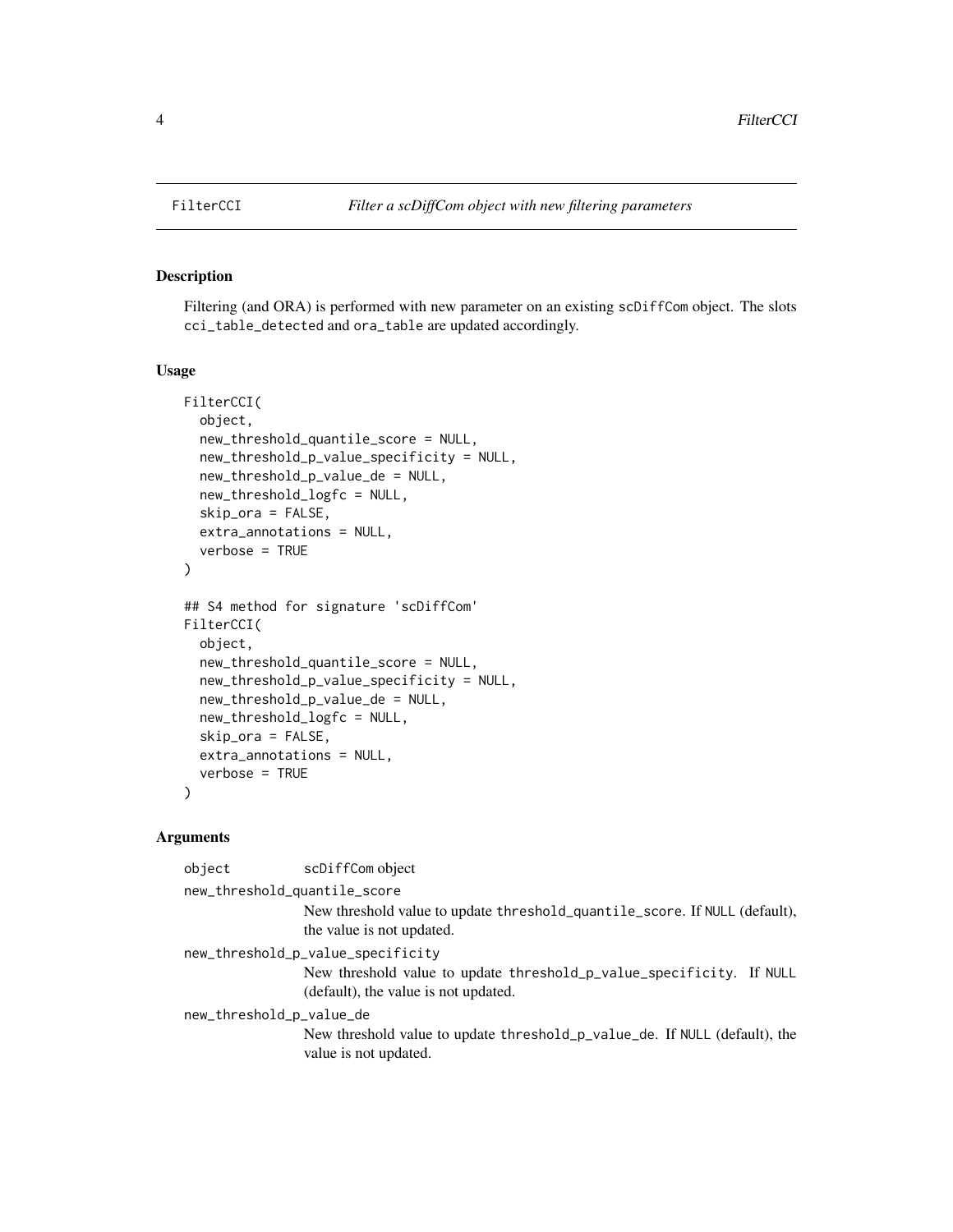## FilterCCI — *Filter a scDiffCom object with new filtering parameters*

### Description

Filtering (and ORA) is performed with new parameter on an existing `scDiffCom` object. The slots `cci_table_detected` and `ora_table` are updated accordingly.

### Usage

```
FilterCCI(
  object,
  new_threshold_quantile_score = NULL,
  new_threshold_p_value_specificity = NULL,
  new_threshold_p_value_de = NULL,
  new_threshold_logfc = NULL,
  skip_ora = FALSE,
  extra_annotations = NULL,
  verbose = TRUE
)

## S4 method for signature 'scDiffCom'
FilterCCI(
  object,
  new_threshold_quantile_score = NULL,
  new_threshold_p_value_specificity = NULL,
  new_threshold_p_value_de = NULL,
  new_threshold_logfc = NULL,
  skip_ora = FALSE,
  extra_annotations = NULL,
  verbose = TRUE
)
```

### Arguments

`object`
: `scDiffCom` object

`new_threshold_quantile_score`
: New threshold value to update `threshold_quantile_score`. If `NULL` (default), the value is not updated.

`new_threshold_p_value_specificity`
: New threshold value to update `threshold_p_value_specificity`. If `NULL` (default), the value is not updated.

`new_threshold_p_value_de`
: New threshold value to update `threshold_p_value_de`. If `NULL` (default), the value is not updated.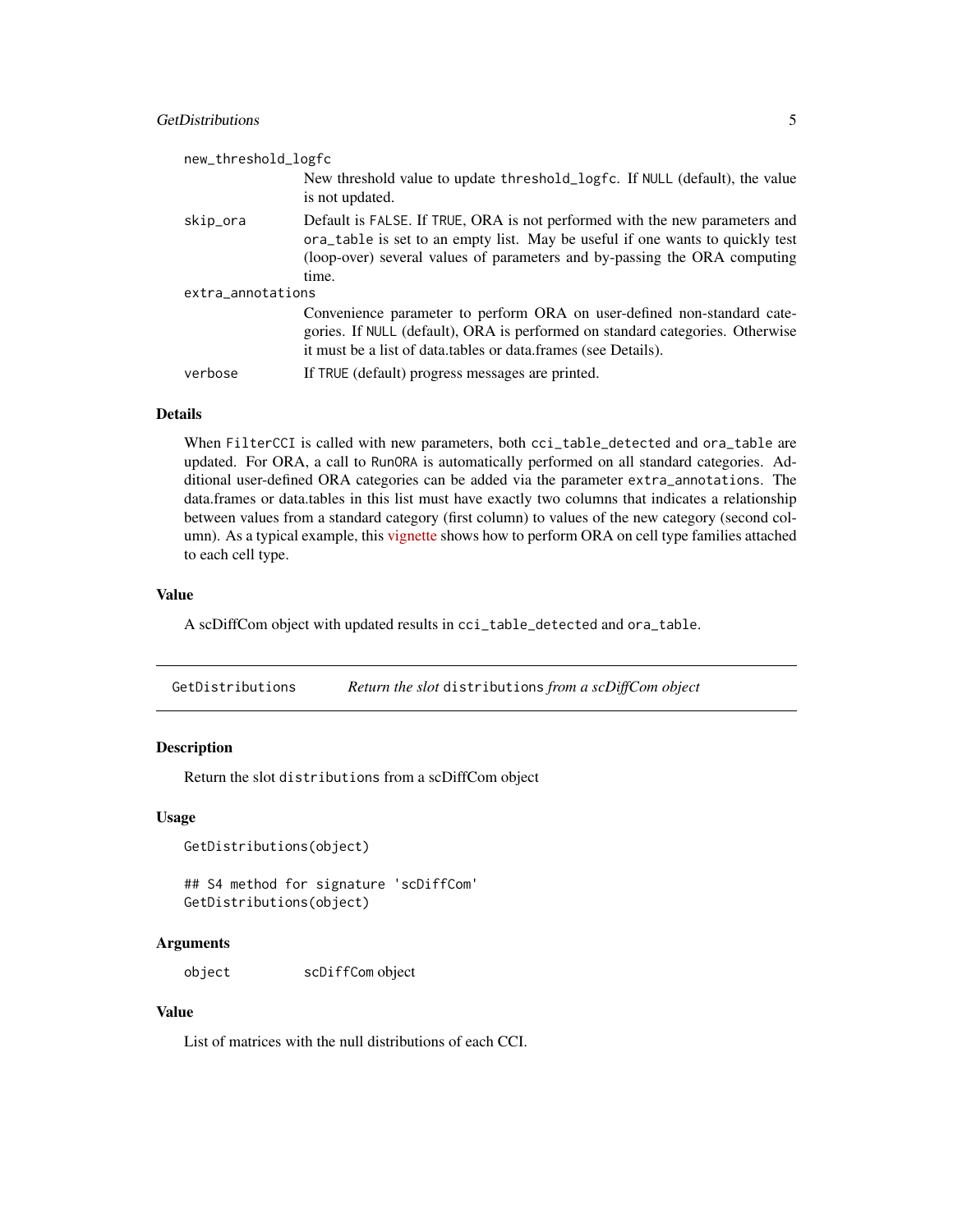new_threshold_logfc
: New threshold value to update threshold_logfc. If NULL (default), the value is not updated.

skip_ora
: Default is FALSE. If TRUE, ORA is not performed with the new parameters and ora_table is set to an empty list. May be useful if one wants to quickly test (loop-over) several values of parameters and by-passing the ORA computing time.

extra_annotations
: Convenience parameter to perform ORA on user-defined non-standard categories. If NULL (default), ORA is performed on standard categories. Otherwise it must be a list of data.tables or data.frames (see Details).

verbose
: If TRUE (default) progress messages are printed.

### Details

When FilterCCI is called with new parameters, both cci_table_detected and ora_table are updated. For ORA, a call to RunORA is automatically performed on all standard categories. Additional user-defined ORA categories can be added via the parameter extra_annotations. The data.frames or data.tables in this list must have exactly two columns that indicates a relationship between values from a standard category (first column) to values of the new category (second column). As a typical example, this vignette shows how to perform ORA on cell type families attached to each cell type.

### Value

A scDiffCom object with updated results in cci_table_detected and ora_table.

---

## GetDistributions — *Return the slot* distributions *from a scDiffCom object*

### Description

Return the slot distributions from a scDiffCom object

### Usage

```
GetDistributions(object)

## S4 method for signature 'scDiffCom'
GetDistributions(object)
```

### Arguments

object
: scDiffCom object

### Value

List of matrices with the null distributions of each CCI.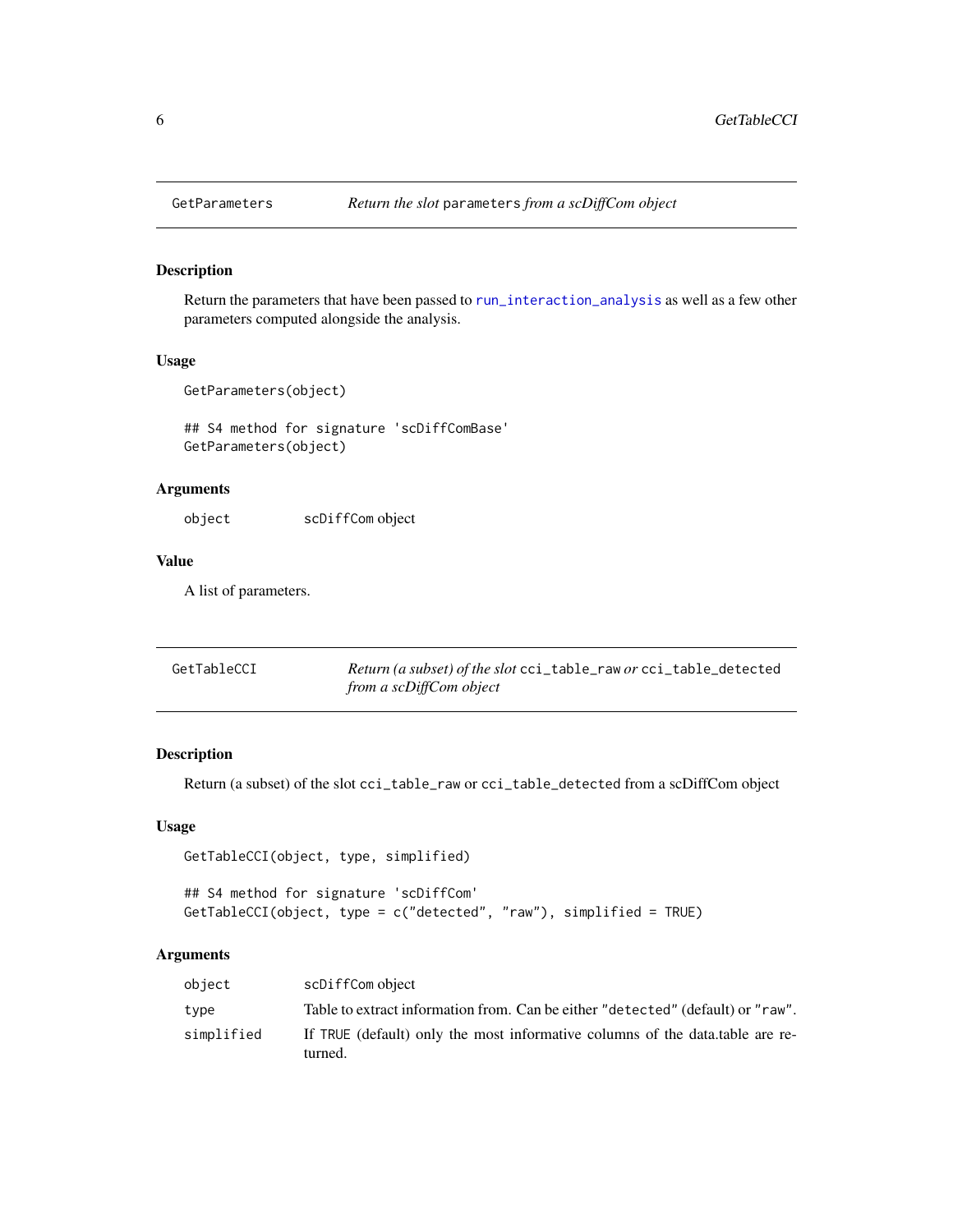## GetParameters — *Return the slot* `parameters` *from a scDiffCom object*

### Description

Return the parameters that have been passed to `run_interaction_analysis` as well as a few other parameters computed alongside the analysis.

### Usage

```
GetParameters(object)

## S4 method for signature 'scDiffComBase'
GetParameters(object)
```

### Arguments

| | |
|---|---|
| `object` | scDiffCom object |

### Value

A list of parameters.

## GetTableCCI — *Return (a subset) of the slot* `cci_table_raw` *or* `cci_table_detected` *from a scDiffCom object*

### Description

Return (a subset) of the slot `cci_table_raw` or `cci_table_detected` from a scDiffCom object

### Usage

```
GetTableCCI(object, type, simplified)

## S4 method for signature 'scDiffCom'
GetTableCCI(object, type = c("detected", "raw"), simplified = TRUE)
```

### Arguments

| | |
|---|---|
| `object` | scDiffCom object |
| `type` | Table to extract information from. Can be either `"detected"` (default) or `"raw"`. |
| `simplified` | If `TRUE` (default) only the most informative columns of the data.table are returned. |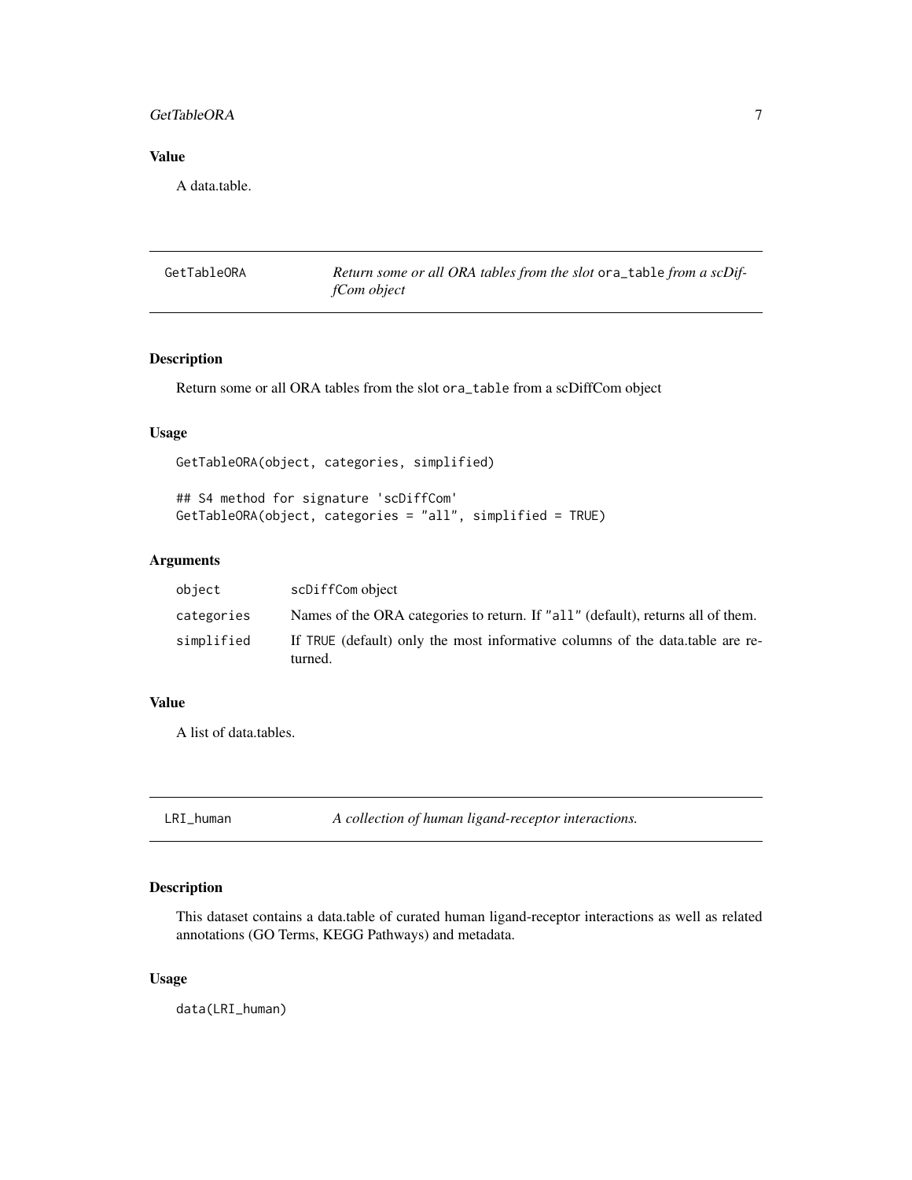## Value

A data.table.

---

## GetTableORA — *Return some or all ORA tables from the slot* `ora_table` *from a scDiffCom object*

### Description

Return some or all ORA tables from the slot `ora_table` from a scDiffCom object

### Usage

```
GetTableORA(object, categories, simplified)

## S4 method for signature 'scDiffCom'
GetTableORA(object, categories = "all", simplified = TRUE)
```

### Arguments

| | |
|---|---|
| `object` | `scDiffCom` object |
| `categories` | Names of the ORA categories to return. If `"all"` (default), returns all of them. |
| `simplified` | If `TRUE` (default) only the most informative columns of the data.table are returned. |

### Value

A list of data.tables.

---

## LRI_human — *A collection of human ligand-receptor interactions.*

### Description

This dataset contains a data.table of curated human ligand-receptor interactions as well as related annotations (GO Terms, KEGG Pathways) and metadata.

### Usage

```
data(LRI_human)
```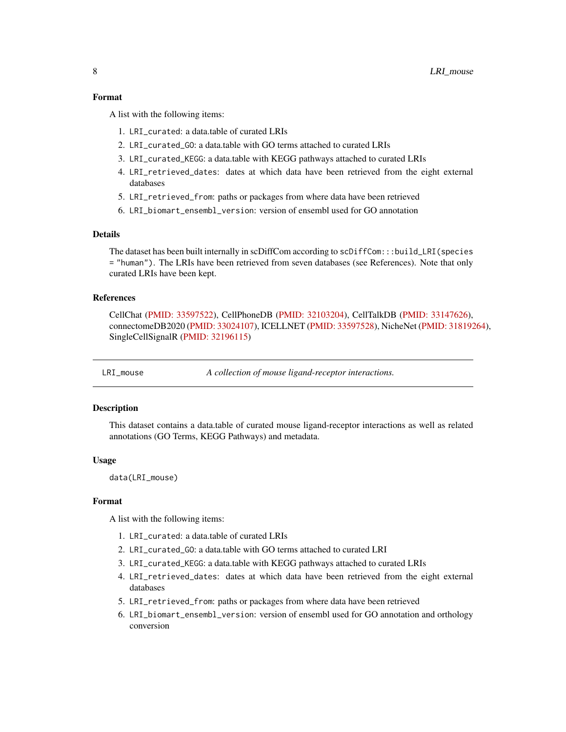### Format

A list with the following items:

1. `LRI_curated`: a data.table of curated LRIs
2. `LRI_curated_GO`: a data.table with GO terms attached to curated LRIs
3. `LRI_curated_KEGG`: a data.table with KEGG pathways attached to curated LRIs
4. `LRI_retrieved_dates`: dates at which data have been retrieved from the eight external databases
5. `LRI_retrieved_from`: paths or packages from where data have been retrieved
6. `LRI_biomart_ensembl_version`: version of ensembl used for GO annotation

### Details

The dataset has been built internally in scDiffCom according to `scDiffCom:::build_LRI(species = "human")`. The LRIs have been retrieved from seven databases (see References). Note that only curated LRIs have been kept.

### References

CellChat (PMID: 33597522), CellPhoneDB (PMID: 32103204), CellTalkDB (PMID: 33147626), connectomeDB2020 (PMID: 33024107), ICELLNET (PMID: 33597528), NicheNet (PMID: 31819264), SingleCellSignalR (PMID: 32196115)

---

## LRI_mouse — *A collection of mouse ligand-receptor interactions.*

### Description

This dataset contains a data.table of curated mouse ligand-receptor interactions as well as related annotations (GO Terms, KEGG Pathways) and metadata.

### Usage

```
data(LRI_mouse)
```

### Format

A list with the following items:

1. `LRI_curated`: a data.table of curated LRIs
2. `LRI_curated_GO`: a data.table with GO terms attached to curated LRI
3. `LRI_curated_KEGG`: a data.table with KEGG pathways attached to curated LRIs
4. `LRI_retrieved_dates`: dates at which data have been retrieved from the eight external databases
5. `LRI_retrieved_from`: paths or packages from where data have been retrieved
6. `LRI_biomart_ensembl_version`: version of ensembl used for GO annotation and orthology conversion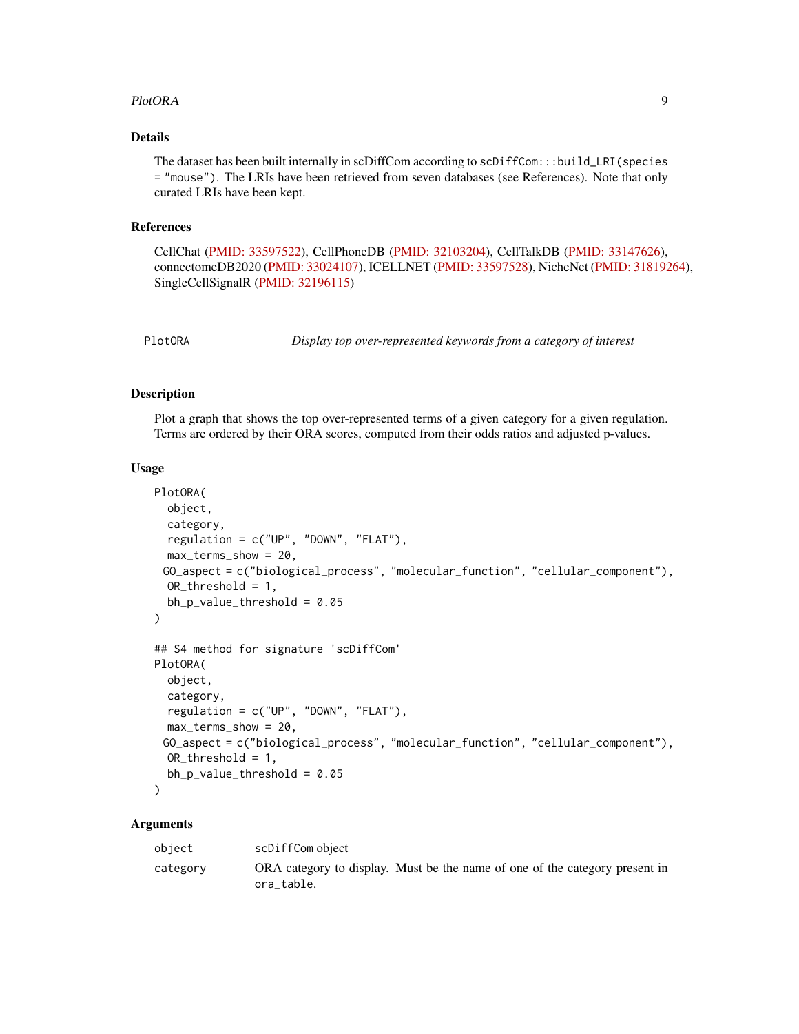### Details

The dataset has been built internally in scDiffCom according to `scDiffCom:::build_LRI(species = "mouse")`. The LRIs have been retrieved from seven databases (see References). Note that only curated LRIs have been kept.

### References

CellChat (PMID: 33597522), CellPhoneDB (PMID: 32103204), CellTalkDB (PMID: 33147626), connectomeDB2020 (PMID: 33024107), ICELLNET (PMID: 33597528), NicheNet (PMID: 31819264), SingleCellSignalR (PMID: 32196115)

---

## PlotORA — *Display top over-represented keywords from a category of interest*

---

### Description

Plot a graph that shows the top over-represented terms of a given category for a given regulation. Terms are ordered by their ORA scores, computed from their odds ratios and adjusted p-values.

### Usage

```
PlotORA(
  object,
  category,
  regulation = c("UP", "DOWN", "FLAT"),
  max_terms_show = 20,
 GO_aspect = c("biological_process", "molecular_function", "cellular_component"),
  OR_threshold = 1,
  bh_p_value_threshold = 0.05
)

## S4 method for signature 'scDiffCom'
PlotORA(
  object,
  category,
  regulation = c("UP", "DOWN", "FLAT"),
  max_terms_show = 20,
 GO_aspect = c("biological_process", "molecular_function", "cellular_component"),
  OR_threshold = 1,
  bh_p_value_threshold = 0.05
)
```

### Arguments

| | |
|---|---|
| `object` | scDiffCom object |
| `category` | ORA category to display. Must be the name of one of the category present in `ora_table`. |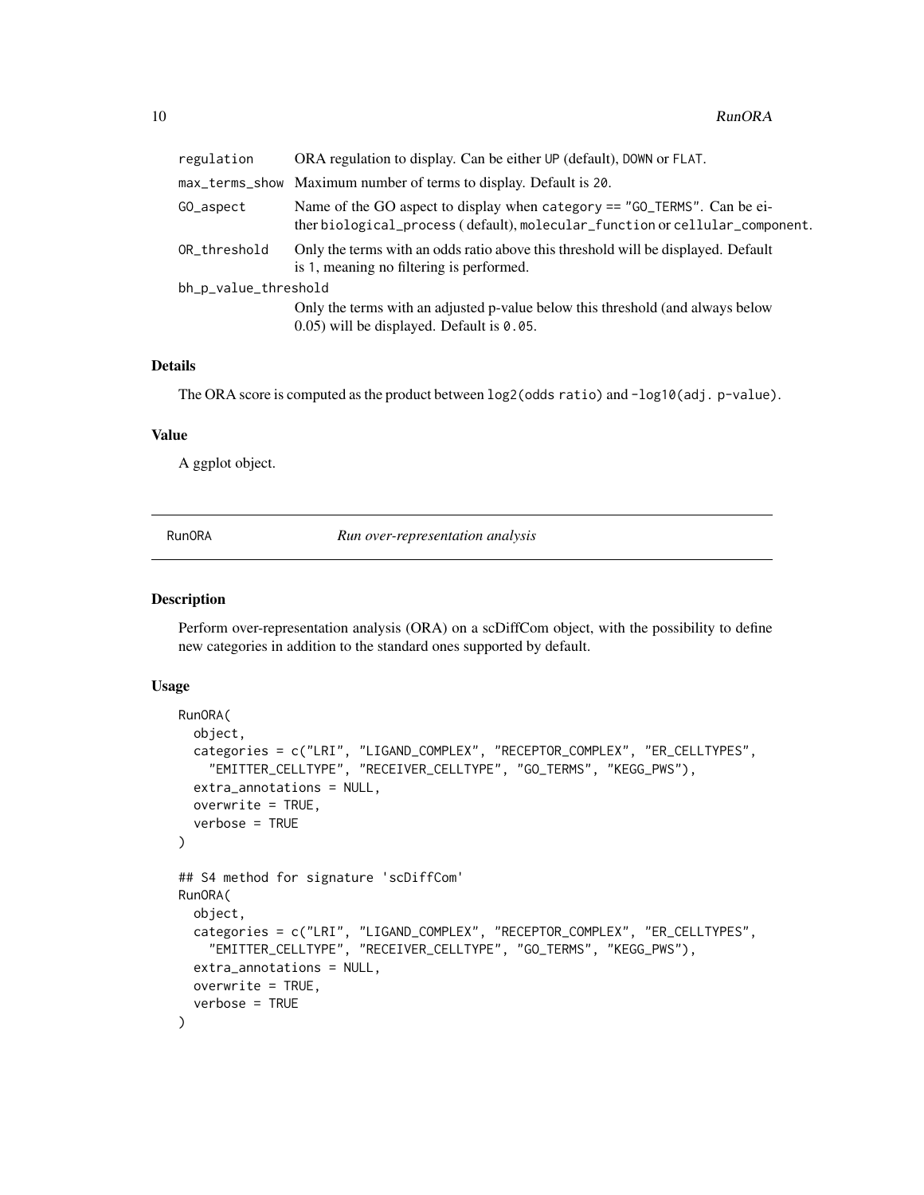regulation
: ORA regulation to display. Can be either `UP` (default), `DOWN` or `FLAT`.

max_terms_show
: Maximum number of terms to display. Default is `20`.

GO_aspect
: Name of the GO aspect to display when `category == "GO_TERMS"`. Can be either `biological_process` ( default), `molecular_function` or `cellular_component`.

OR_threshold
: Only the terms with an odds ratio above this threshold will be displayed. Default is `1`, meaning no filtering is performed.

bh_p_value_threshold
: Only the terms with an adjusted p-value below this threshold (and always below 0.05) will be displayed. Default is `0.05`.

## Details

The ORA score is computed as the product between `log2(odds ratio)` and `-log10(adj. p-value)`.

## Value

A ggplot object.

---

# RunORA — *Run over-representation analysis*

---

## Description

Perform over-representation analysis (ORA) on a scDiffCom object, with the possibility to define new categories in addition to the standard ones supported by default.

## Usage

```
RunORA(
  object,
  categories = c("LRI", "LIGAND_COMPLEX", "RECEPTOR_COMPLEX", "ER_CELLTYPES",
    "EMITTER_CELLTYPE", "RECEIVER_CELLTYPE", "GO_TERMS", "KEGG_PWS"),
  extra_annotations = NULL,
  overwrite = TRUE,
  verbose = TRUE
)

## S4 method for signature 'scDiffCom'
RunORA(
  object,
  categories = c("LRI", "LIGAND_COMPLEX", "RECEPTOR_COMPLEX", "ER_CELLTYPES",
    "EMITTER_CELLTYPE", "RECEIVER_CELLTYPE", "GO_TERMS", "KEGG_PWS"),
  extra_annotations = NULL,
  overwrite = TRUE,
  verbose = TRUE
)
```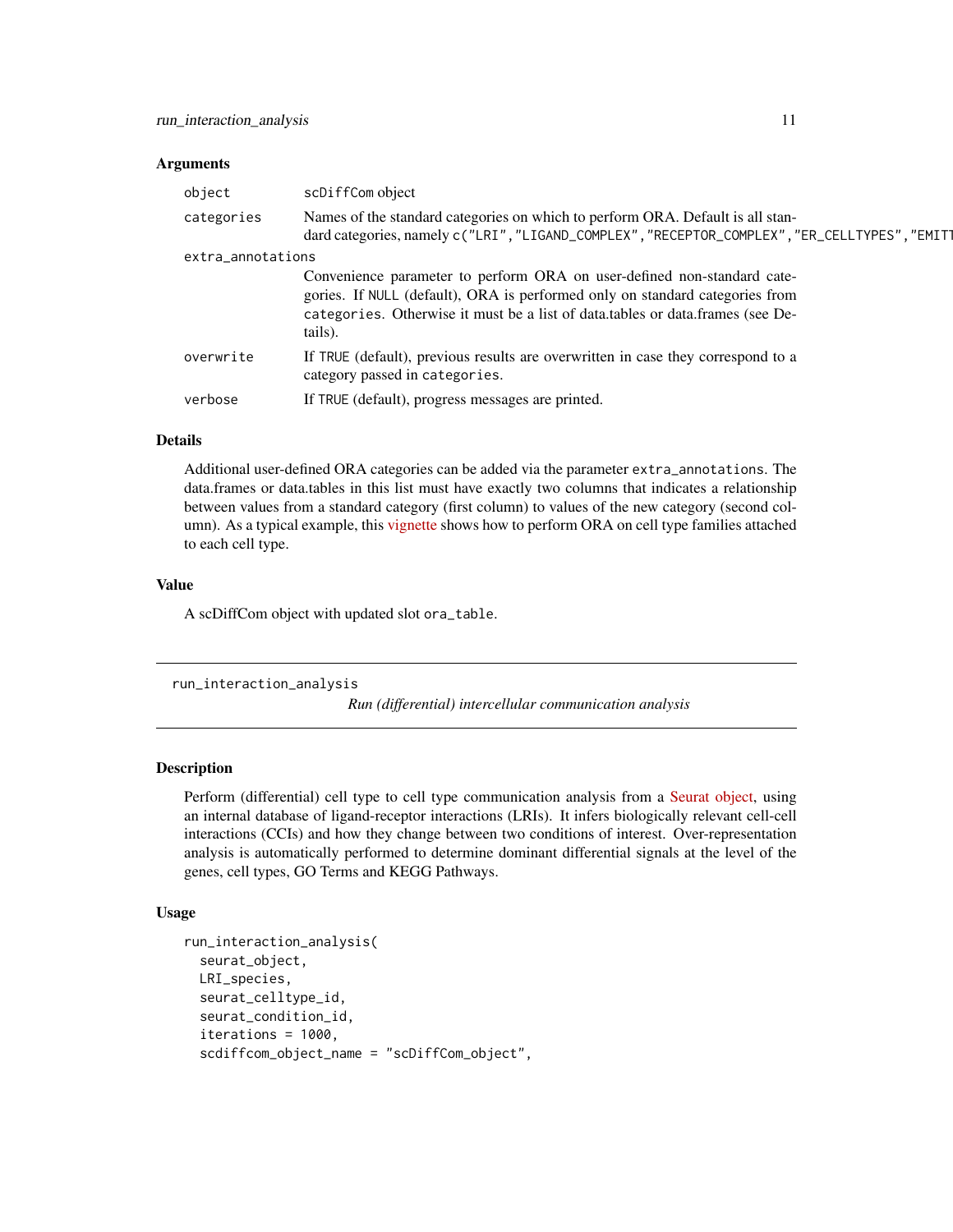### Arguments

| | |
|---|---|
| object | scDiffCom object |
| categories | Names of the standard categories on which to perform ORA. Default is all standard categories, namely c("LRI","LIGAND_COMPLEX","RECEPTOR_COMPLEX","ER_CELLTYPES","EMITT |
| extra_annotations | Convenience parameter to perform ORA on user-defined non-standard categories. If NULL (default), ORA is performed only on standard categories from categories. Otherwise it must be a list of data.tables or data.frames (see Details). |
| overwrite | If TRUE (default), previous results are overwritten in case they correspond to a category passed in categories. |
| verbose | If TRUE (default), progress messages are printed. |

### Details

Additional user-defined ORA categories can be added via the parameter extra_annotations. The data.frames or data.tables in this list must have exactly two columns that indicates a relationship between values from a standard category (first column) to values of the new category (second column). As a typical example, this vignette shows how to perform ORA on cell type families attached to each cell type.

### Value

A scDiffCom object with updated slot ora_table.

---

## run_interaction_analysis

*Run (differential) intercellular communication analysis*

---

### Description

Perform (differential) cell type to cell type communication analysis from a Seurat object, using an internal database of ligand-receptor interactions (LRIs). It infers biologically relevant cell-cell interactions (CCIs) and how they change between two conditions of interest. Over-representation analysis is automatically performed to determine dominant differential signals at the level of the genes, cell types, GO Terms and KEGG Pathways.

### Usage

```
run_interaction_analysis(
  seurat_object,
  LRI_species,
  seurat_celltype_id,
  seurat_condition_id,
  iterations = 1000,
  scdiffcom_object_name = "scDiffCom_object",
```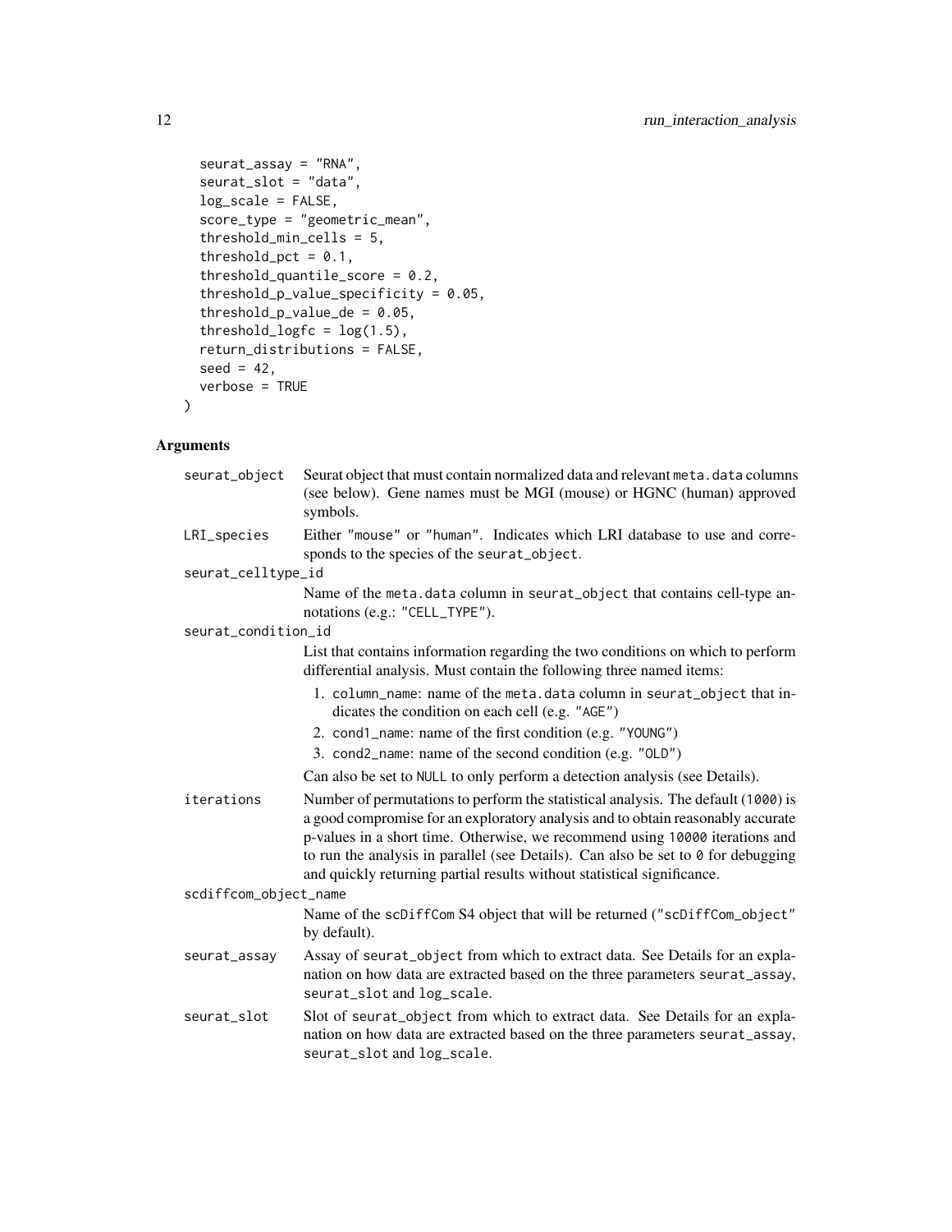```
  seurat_assay = "RNA",
  seurat_slot = "data",
  log_scale = FALSE,
  score_type = "geometric_mean",
  threshold_min_cells = 5,
  threshold_pct = 0.1,
  threshold_quantile_score = 0.2,
  threshold_p_value_specificity = 0.05,
  threshold_p_value_de = 0.05,
  threshold_logfc = log(1.5),
  return_distributions = FALSE,
  seed = 42,
  verbose = TRUE
)
```

## Arguments

`seurat_object` Seurat object that must contain normalized data and relevant `meta.data` columns (see below). Gene names must be MGI (mouse) or HGNC (human) approved symbols.

`LRI_species` Either `"mouse"` or `"human"`. Indicates which LRI database to use and corresponds to the species of the `seurat_object`.

`seurat_celltype_id`
Name of the `meta.data` column in `seurat_object` that contains cell-type annotations (e.g.: `"CELL_TYPE"`).

`seurat_condition_id`
List that contains information regarding the two conditions on which to perform differential analysis. Must contain the following three named items:

1. `column_name`: name of the `meta.data` column in `seurat_object` that indicates the condition on each cell (e.g. `"AGE"`)
2. `cond1_name`: name of the first condition (e.g. `"YOUNG"`)
3. `cond2_name`: name of the second condition (e.g. `"OLD"`)

Can also be set to `NULL` to only perform a detection analysis (see Details).

`iterations` Number of permutations to perform the statistical analysis. The default (`1000`) is a good compromise for an exploratory analysis and to obtain reasonably accurate p-values in a short time. Otherwise, we recommend using `10000` iterations and to run the analysis in parallel (see Details). Can also be set to `0` for debugging and quickly returning partial results without statistical significance.

`scdiffcom_object_name`
Name of the `scDiffCom` S4 object that will be returned (`"scDiffCom_object"` by default).

`seurat_assay` Assay of `seurat_object` from which to extract data. See Details for an explanation on how data are extracted based on the three parameters `seurat_assay`, `seurat_slot` and `log_scale`.

`seurat_slot` Slot of `seurat_object` from which to extract data. See Details for an explanation on how data are extracted based on the three parameters `seurat_assay`, `seurat_slot` and `log_scale`.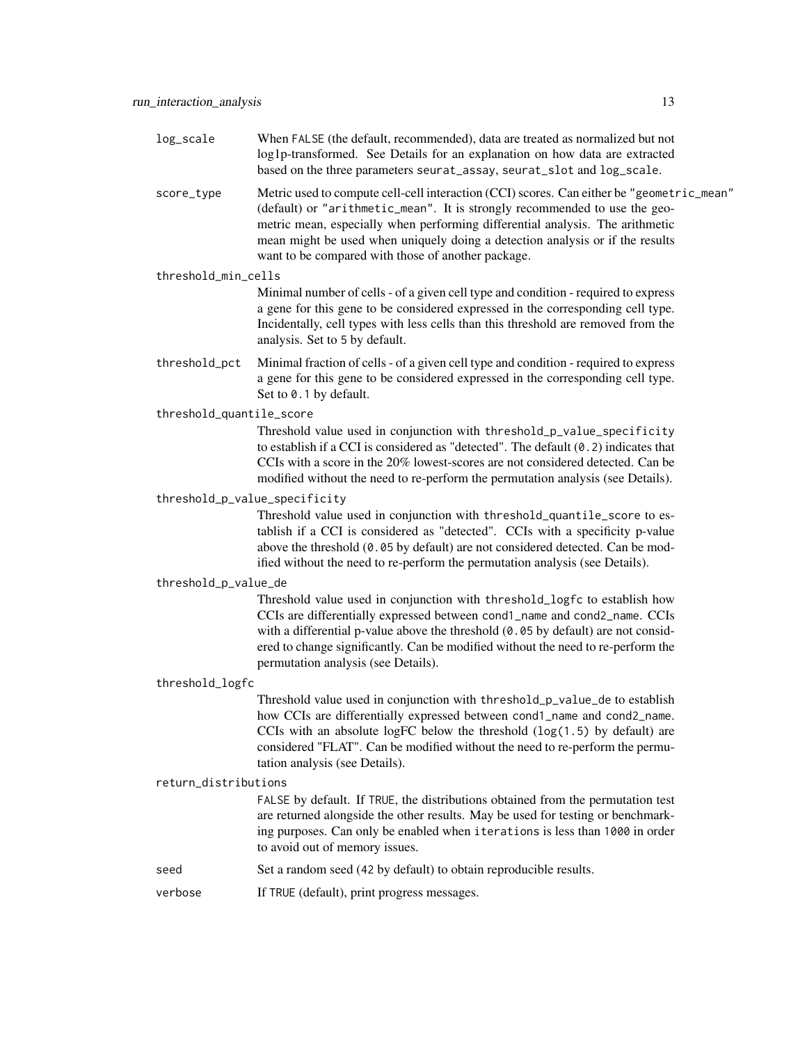`log_scale`
: When `FALSE` (the default, recommended), data are treated as normalized but not log1p-transformed. See Details for an explanation on how data are extracted based on the three parameters `seurat_assay`, `seurat_slot` and `log_scale`.

`score_type`
: Metric used to compute cell-cell interaction (CCI) scores. Can either be `"geometric_mean"` (default) or `"arithmetic_mean"`. It is strongly recommended to use the geometric mean, especially when performing differential analysis. The arithmetic mean might be used when uniquely doing a detection analysis or if the results want to be compared with those of another package.

`threshold_min_cells`
: Minimal number of cells - of a given cell type and condition - required to express a gene for this gene to be considered expressed in the corresponding cell type. Incidentally, cell types with less cells than this threshold are removed from the analysis. Set to `5` by default.

`threshold_pct`
: Minimal fraction of cells - of a given cell type and condition - required to express a gene for this gene to be considered expressed in the corresponding cell type. Set to `0.1` by default.

`threshold_quantile_score`
: Threshold value used in conjunction with `threshold_p_value_specificity` to establish if a CCI is considered as "detected". The default (`0.2`) indicates that CCIs with a score in the 20% lowest-scores are not considered detected. Can be modified without the need to re-perform the permutation analysis (see Details).

`threshold_p_value_specificity`
: Threshold value used in conjunction with `threshold_quantile_score` to establish if a CCI is considered as "detected". CCIs with a specificity p-value above the threshold (`0.05` by default) are not considered detected. Can be modified without the need to re-perform the permutation analysis (see Details).

`threshold_p_value_de`
: Threshold value used in conjunction with `threshold_logfc` to establish how CCIs are differentially expressed between `cond1_name` and `cond2_name`. CCIs with a differential p-value above the threshold (`0.05` by default) are not considered to change significantly. Can be modified without the need to re-perform the permutation analysis (see Details).

`threshold_logfc`
: Threshold value used in conjunction with `threshold_p_value_de` to establish how CCIs are differentially expressed between `cond1_name` and `cond2_name`. CCIs with an absolute logFC below the threshold (`log(1.5)` by default) are considered "FLAT". Can be modified without the need to re-perform the permutation analysis (see Details).

`return_distributions`
: `FALSE` by default. If `TRUE`, the distributions obtained from the permutation test are returned alongside the other results. May be used for testing or benchmarking purposes. Can only be enabled when `iterations` is less than `1000` in order to avoid out of memory issues.

`seed`
: Set a random seed (`42` by default) to obtain reproducible results.

`verbose`
: If `TRUE` (default), print progress messages.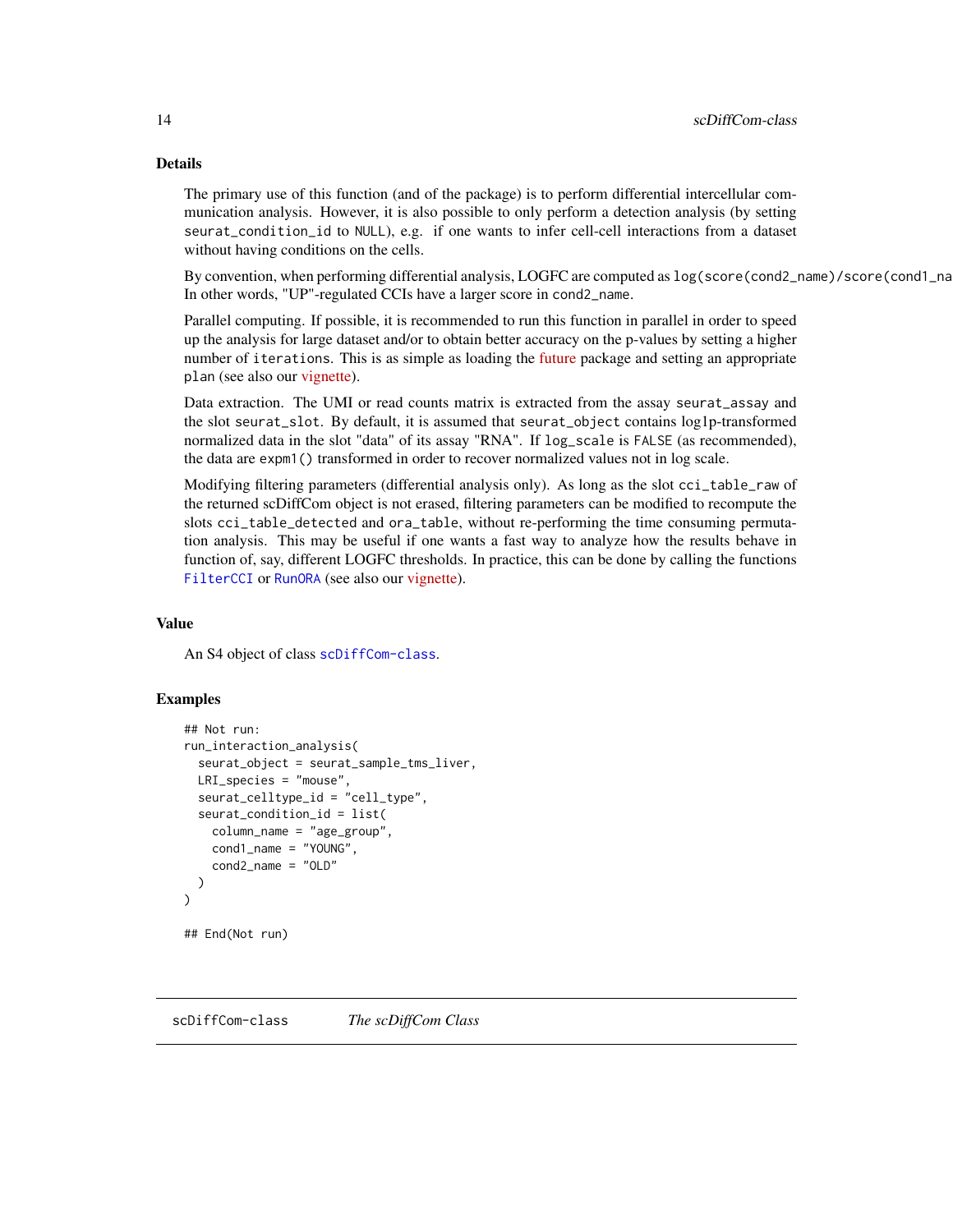### Details

The primary use of this function (and of the package) is to perform differential intercellular communication analysis. However, it is also possible to only perform a detection analysis (by setting `seurat_condition_id` to `NULL`), e.g. if one wants to infer cell-cell interactions from a dataset without having conditions on the cells.

By convention, when performing differential analysis, LOGFC are computed as `log(score(cond2_name)/score(cond1_na` In other words, "UP"-regulated CCIs have a larger score in `cond2_name`.

Parallel computing. If possible, it is recommended to run this function in parallel in order to speed up the analysis for large dataset and/or to obtain better accuracy on the p-values by setting a higher number of `iterations`. This is as simple as loading the future package and setting an appropriate `plan` (see also our vignette).

Data extraction. The UMI or read counts matrix is extracted from the assay `seurat_assay` and the slot `seurat_slot`. By default, it is assumed that `seurat_object` contains log1p-transformed normalized data in the slot "data" of its assay "RNA". If `log_scale` is `FALSE` (as recommended), the data are `expm1()` transformed in order to recover normalized values not in log scale.

Modifying filtering parameters (differential analysis only). As long as the slot `cci_table_raw` of the returned scDiffCom object is not erased, filtering parameters can be modified to recompute the slots `cci_table_detected` and `ora_table`, without re-performing the time consuming permutation analysis. This may be useful if one wants a fast way to analyze how the results behave in function of, say, different LOGFC thresholds. In practice, this can be done by calling the functions `FilterCCI` or `RunORA` (see also our vignette).

### Value

An S4 object of class `scDiffCom-class`.

### Examples

```
## Not run:
run_interaction_analysis(
  seurat_object = seurat_sample_tms_liver,
  LRI_species = "mouse",
  seurat_celltype_id = "cell_type",
  seurat_condition_id = list(
    column_name = "age_group",
    cond1_name = "YOUNG",
    cond2_name = "OLD"
  )
)

## End(Not run)
```

## scDiffCom-class *The scDiffCom Class*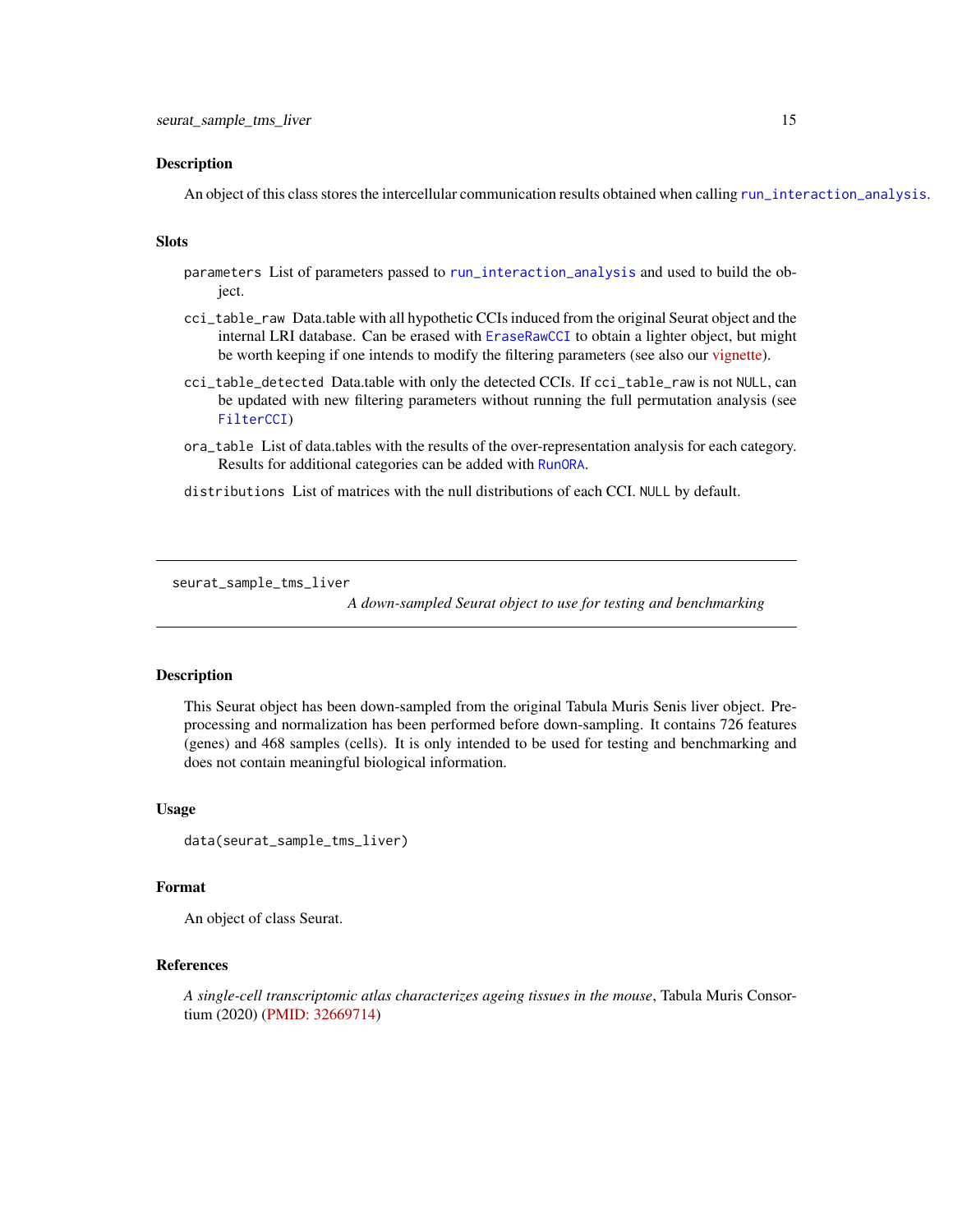## Description

An object of this class stores the intercellular communication results obtained when calling `run_interaction_analysis`.

## Slots

- `parameters` List of parameters passed to `run_interaction_analysis` and used to build the object.
- `cci_table_raw` Data.table with all hypothetic CCIs induced from the original Seurat object and the internal LRI database. Can be erased with `EraseRawCCI` to obtain a lighter object, but might be worth keeping if one intends to modify the filtering parameters (see also our vignette).
- `cci_table_detected` Data.table with only the detected CCIs. If `cci_table_raw` is not `NULL`, can be updated with new filtering parameters without running the full permutation analysis (see `FilterCCI`)
- `ora_table` List of data.tables with the results of the over-representation analysis for each category. Results for additional categories can be added with `RunORA`.
- `distributions` List of matrices with the null distributions of each CCI. `NULL` by default.

---

# seurat_sample_tms_liver

*A down-sampled Seurat object to use for testing and benchmarking*

## Description

This Seurat object has been down-sampled from the original Tabula Muris Senis liver object. Preprocessing and normalization has been performed before down-sampling. It contains 726 features (genes) and 468 samples (cells). It is only intended to be used for testing and benchmarking and does not contain meaningful biological information.

## Usage

```
data(seurat_sample_tms_liver)
```

## Format

An object of class Seurat.

## References

*A single-cell transcriptomic atlas characterizes ageing tissues in the mouse*, Tabula Muris Consortium (2020) (PMID: 32669714)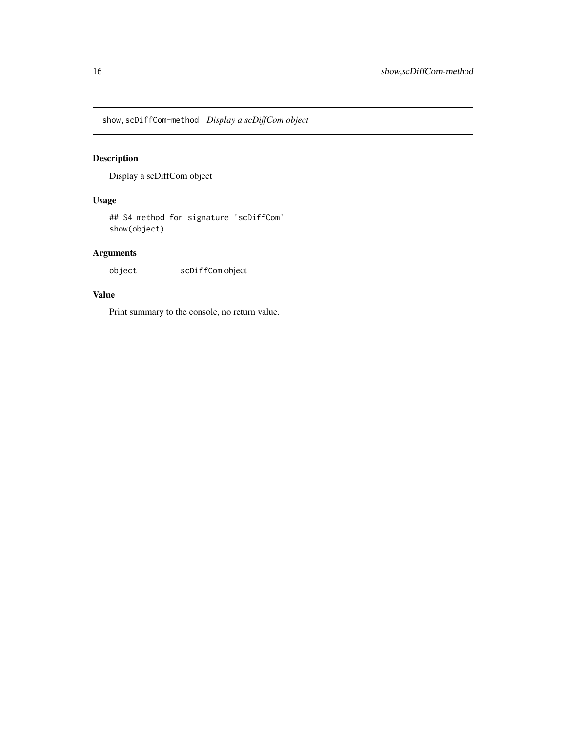# show,scDiffCom-method *Display a scDiffCom object*

## Description

Display a scDiffCom object

## Usage

```
## S4 method for signature 'scDiffCom'
show(object)
```

## Arguments

| | |
|---|---|
| `object` | `scDiffCom` object |

## Value

Print summary to the console, no return value.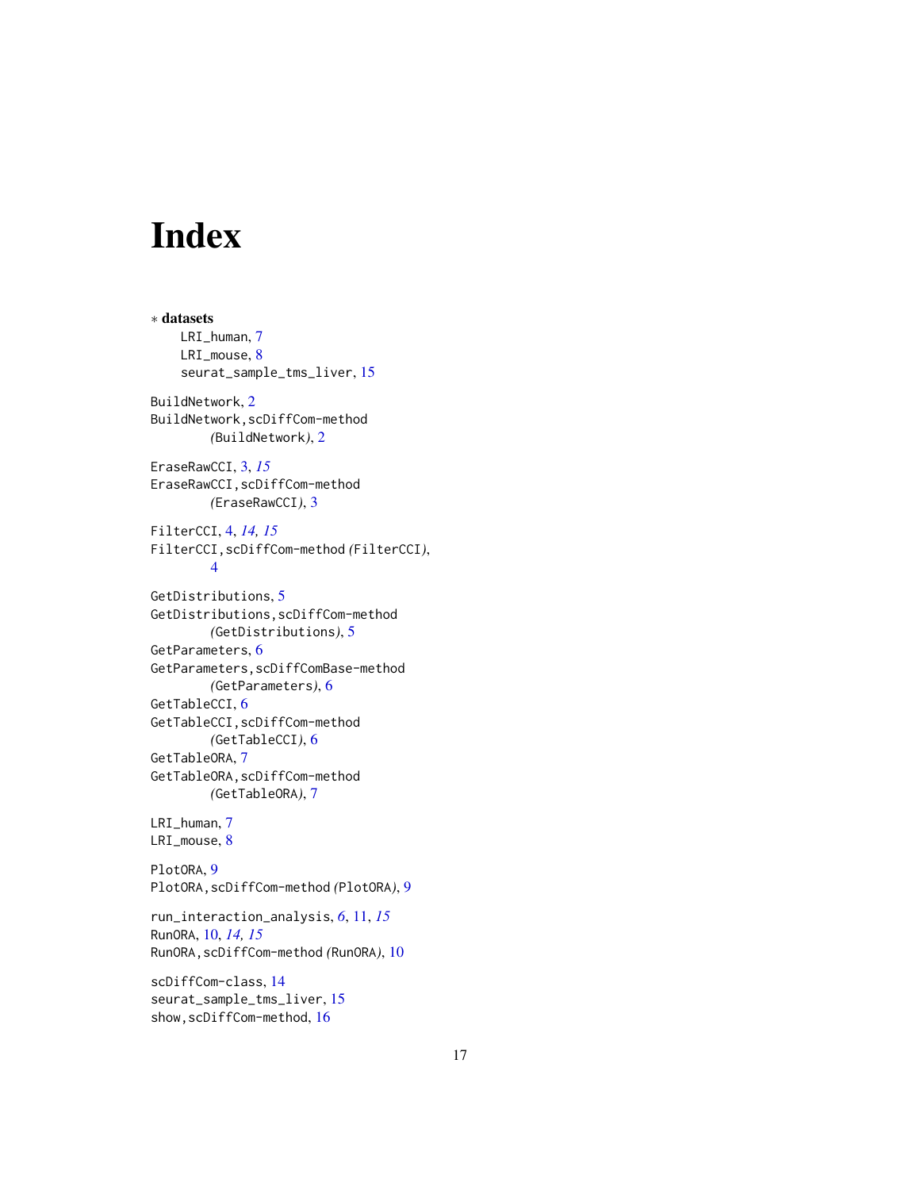# Index

∗ **datasets**

LRI_human, 7
LRI_mouse, 8
seurat_sample_tms_liver, 15

BuildNetwork, 2
BuildNetwork,scDiffCom-method (BuildNetwork), 2

EraseRawCCI, 3, *15*
EraseRawCCI,scDiffCom-method (EraseRawCCI), 3

FilterCCI, 4, *14, 15*
FilterCCI,scDiffCom-method (FilterCCI), 4

GetDistributions, 5
GetDistributions,scDiffCom-method (GetDistributions), 5
GetParameters, 6
GetParameters,scDiffComBase-method (GetParameters), 6
GetTableCCI, 6
GetTableCCI,scDiffCom-method (GetTableCCI), 6
GetTableORA, 7
GetTableORA,scDiffCom-method (GetTableORA), 7

LRI_human, 7
LRI_mouse, 8

PlotORA, 9
PlotORA,scDiffCom-method (PlotORA), 9

run_interaction_analysis, *6*, 11, *15*
RunORA, 10, *14, 15*
RunORA,scDiffCom-method (RunORA), 10

scDiffCom-class, 14
seurat_sample_tms_liver, 15
show,scDiffCom-method, 16